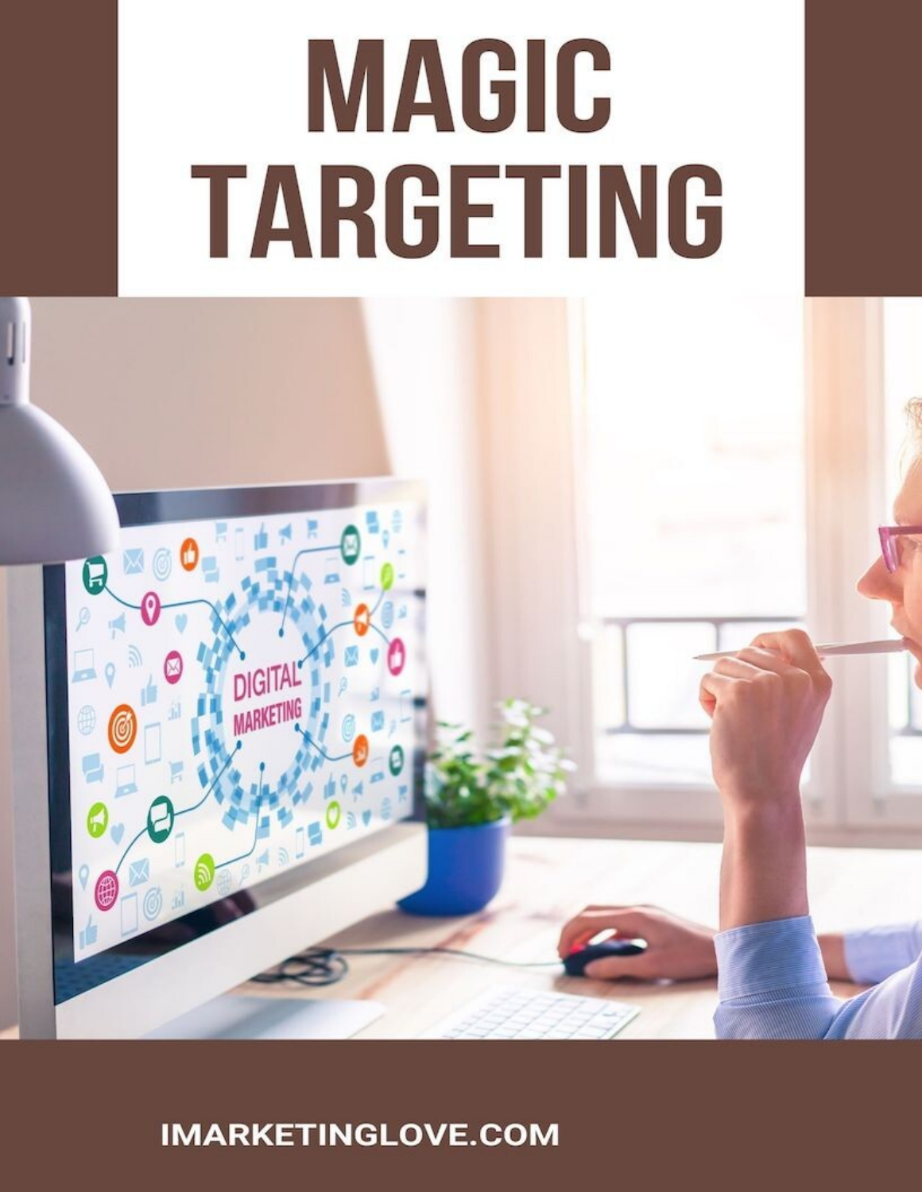# MAGIC TARGETING

IMARKETINGLOVE.COM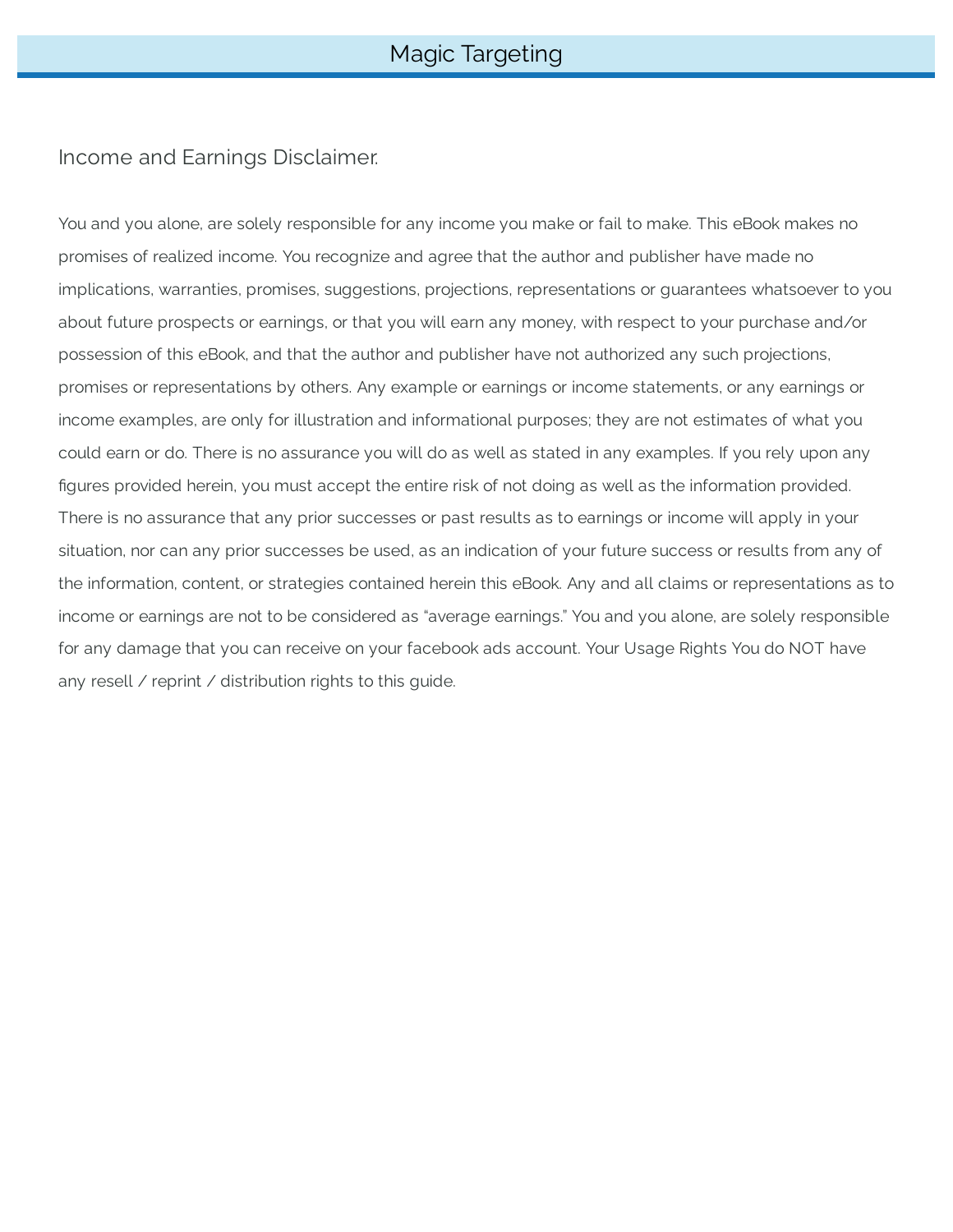## Income and Earnings Disclaimer.

You and you alone, are solely responsible for any income you make or fail to make. This eBook makes no promises of realized income. You recognize and agree that the author and publisher have made no implications, warranties, promises, suggestions, projections, representations or guarantees whatsoever to you about future prospects or earnings, or that you will earn any money, with respect to your purchase and/or possession of this eBook, and that the author and publisher have not authorized any such projections, promises or representations by others. Any example or earnings or income statements, or any earnings or income examples, are only for illustration and informational purposes; they are not estimates of what you could earn or do. There is no assurance you will do as well as stated in any examples. If you rely upon any figures provided herein, you must accept the entire risk of not doing as well as the information provided. There is no assurance that any prior successes or past results as to earnings or income will apply in your situation, nor can any prior successes be used, as an indication of your future success or results from any of the information, content, or strategies contained herein this eBook. Any and all claims or representations as to income or earnings are not to be considered as "average earnings." You and you alone, are solely responsible for any damage that you can receive on your facebook ads account. Your Usage Rights You do NOT have any resell / reprint / distribution rights to this guide.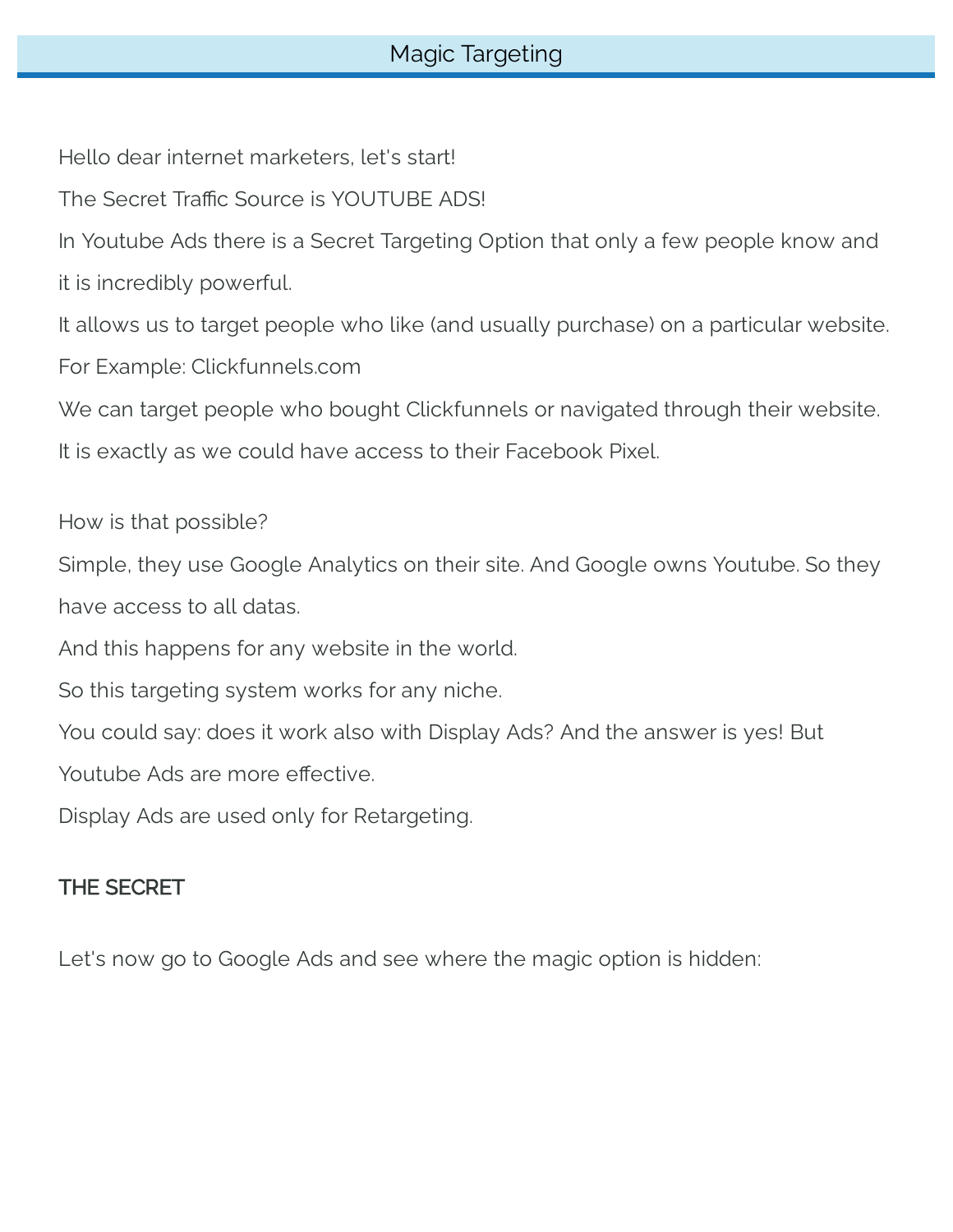# Magic Targeting

Hello dear internet marketers, let's start!

The Secret Traffic Source is YOUTUBE ADS!

In Youtube Ads there is a Secret Targeting Option that only a few people know and it is incredibly powerful.

It allows us to target people who like (and usually purchase) on a particular website.

For Example: Clickfunnels.com

We can target people who bought Clickfunnels or navigated through their website.

It is exactly as we could have access to their Facebook Pixel.

How is that possible?

Simple, they use Google Analytics on their site. And Google owns Youtube. So they have access to all datas.

And this happens for any website in the world.

So this targeting system works for any niche.

You could say: does it work also with Display Ads? And the answer is yes! But Youtube Ads are more effective.

Display Ads are used only for Retargeting.

## THE SECRET

Let's now go to Google Ads and see where the magic option is hidden: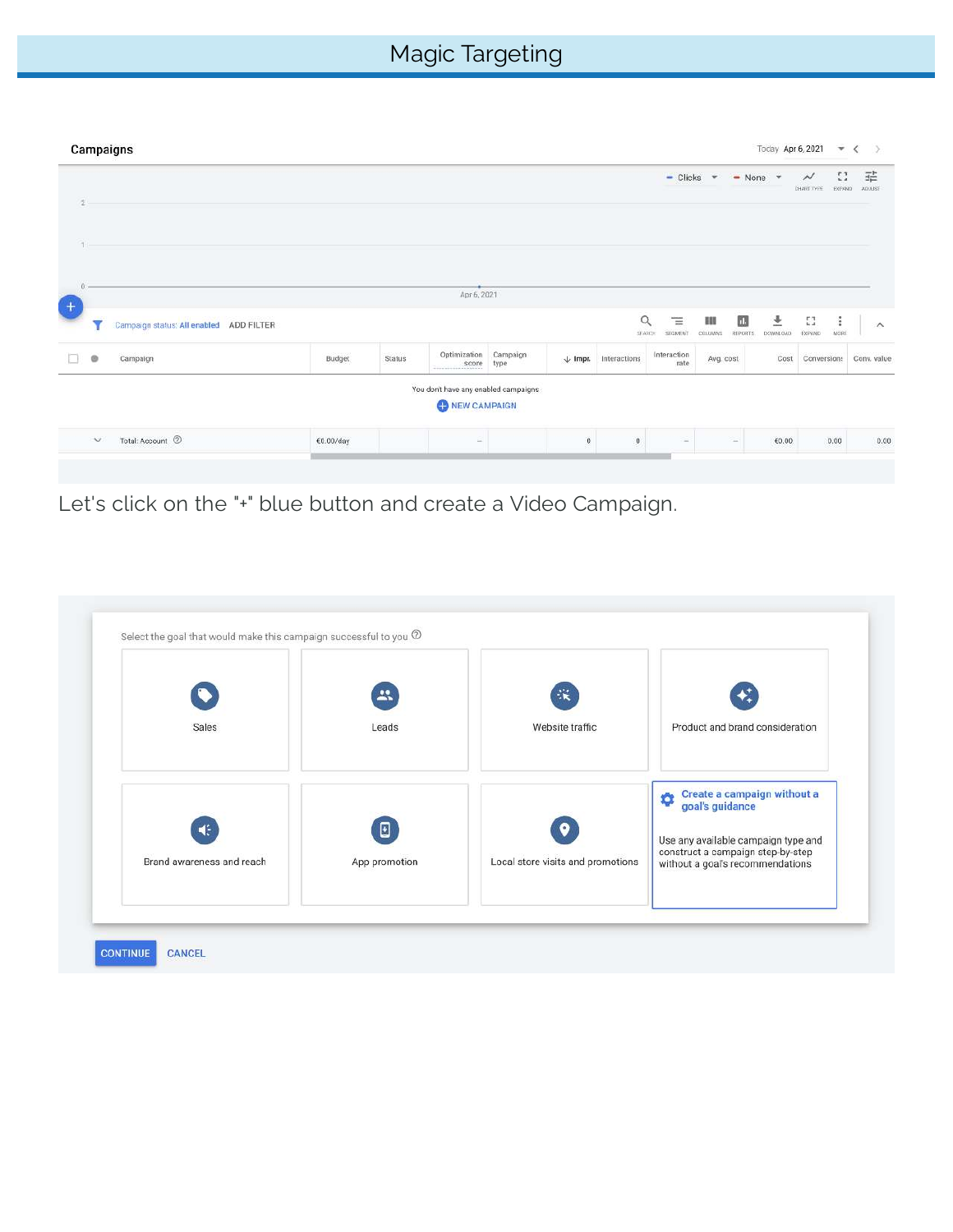# Magic Targeting

Campaigns

| | | Campaign | Budget | Status | Optimization score | Campaign type | Impr. | Interactions | Interaction rate | Avg. cost | Cost | Conversions | Conv. value |
|---|---|---|---|---|---|---|---|---|---|---|---|---|---|
| | | You don't have any enabled campaigns | | | | | | | | | | | |
| | | Total: Account | €0.00/day | | – | | 0 | 0 | – | – | €0.00 | 0.00 | 0.00 |

Let's click on the "+" blue button and create a Video Campaign.

Select the goal that would make this campaign successful to you

- Sales
- Leads
- Website traffic
- Product and brand consideration
- Brand awareness and reach
- App promotion
- Local store visits and promotions
- Create a campaign without a goal's guidance — Use any available campaign type and construct a campaign step-by-step without a goal's recommendations

CONTINUE CANCEL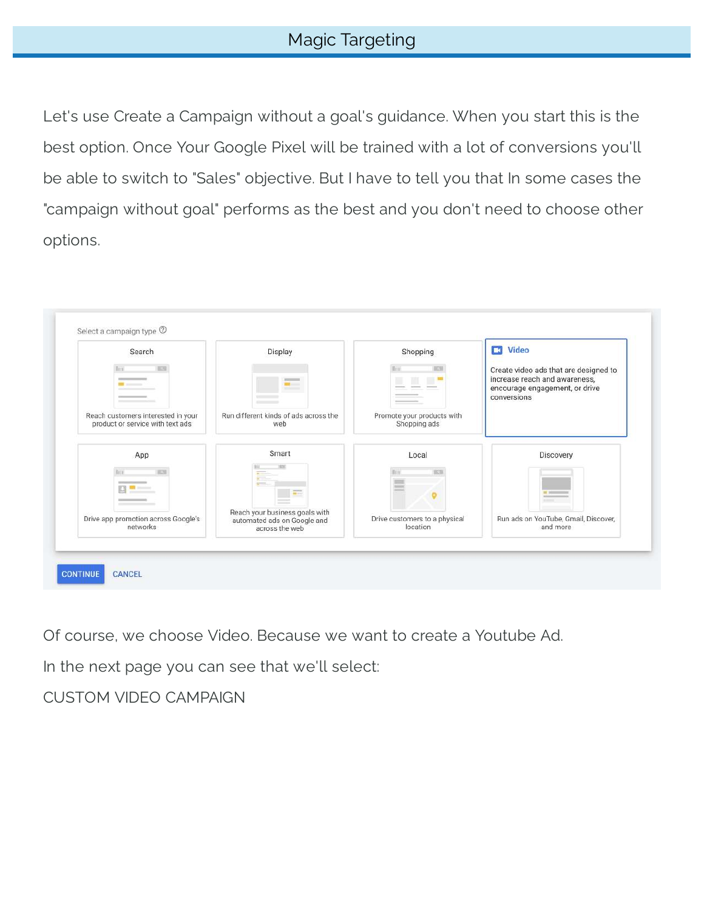# Magic Targeting

Let's use Create a Campaign without a goal's guidance. When you start this is the best option. Once Your Google Pixel will be trained with a lot of conversions you'll be able to switch to "Sales" objective. But I have to tell you that In some cases the "campaign without goal" performs as the best and you don't need to choose other options.

Of course, we choose Video. Because we want to create a Youtube Ad.

In the next page you can see that we'll select:

CUSTOM VIDEO CAMPAIGN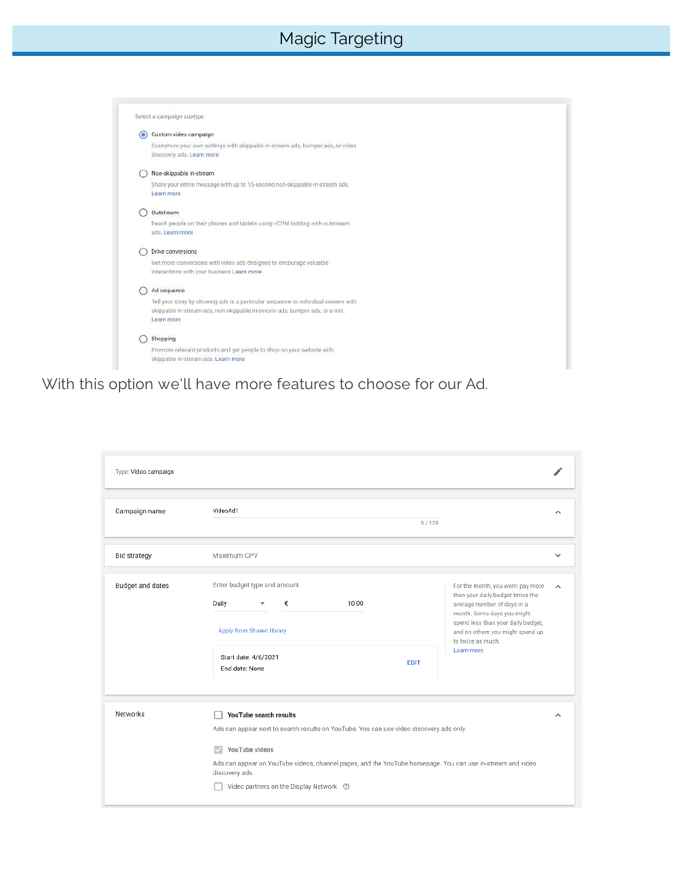# Magic Targeting

Select a campaign subtype

- (selected) Custom video campaign
  Customize your own settings with skippable in-stream ads, bumper ads, or video discovery ads. Learn more
- Non-skippable in-stream
  Share your entire message with up to 15-second non-skippable in-stream ads. Learn more
- Outstream
  Reach people on their phones and tablets using vCPM bidding with outstream ads. Learn more
- Drive conversions
  Get more conversions with video ads designed to encourage valuable interactions with your business Learn more
- Ad sequence
  Tell your story by showing ads in a particular sequence to individual viewers with skippable in-stream ads, non-skippable in-stream ads, bumper ads, or a mix. Learn more
- Shopping
  Promote relevant products and get people to shop on your website with skippable in-stream ads. Learn more

With this option we'll have more features to choose for our Ad.

Type: Video campaign

| | | |
|---|---|---|
| Campaign name | VideoAd1 (8 / 128) | |
| Bid strategy | Maximum CPV | |
| Budget and dates | Enter budget type and amount<br>Daily € 10.00<br>Apply from Shared library<br>Start date: 4/6/2021<br>End date: None EDIT | For the month, you won't pay more than your daily budget times the average number of days in a month. Some days you might spend less than your daily budget, and on others you might spend up to twice as much. Learn more |
| Networks | ☐ YouTube search results<br>Ads can appear next to search results on YouTube. You can use video discovery ads only.<br>☑ YouTube videos<br>Ads can appear on YouTube videos, channel pages, and the YouTube homepage. You can use in-stream and video discovery ads.<br>☐ Video partners on the Display Network | |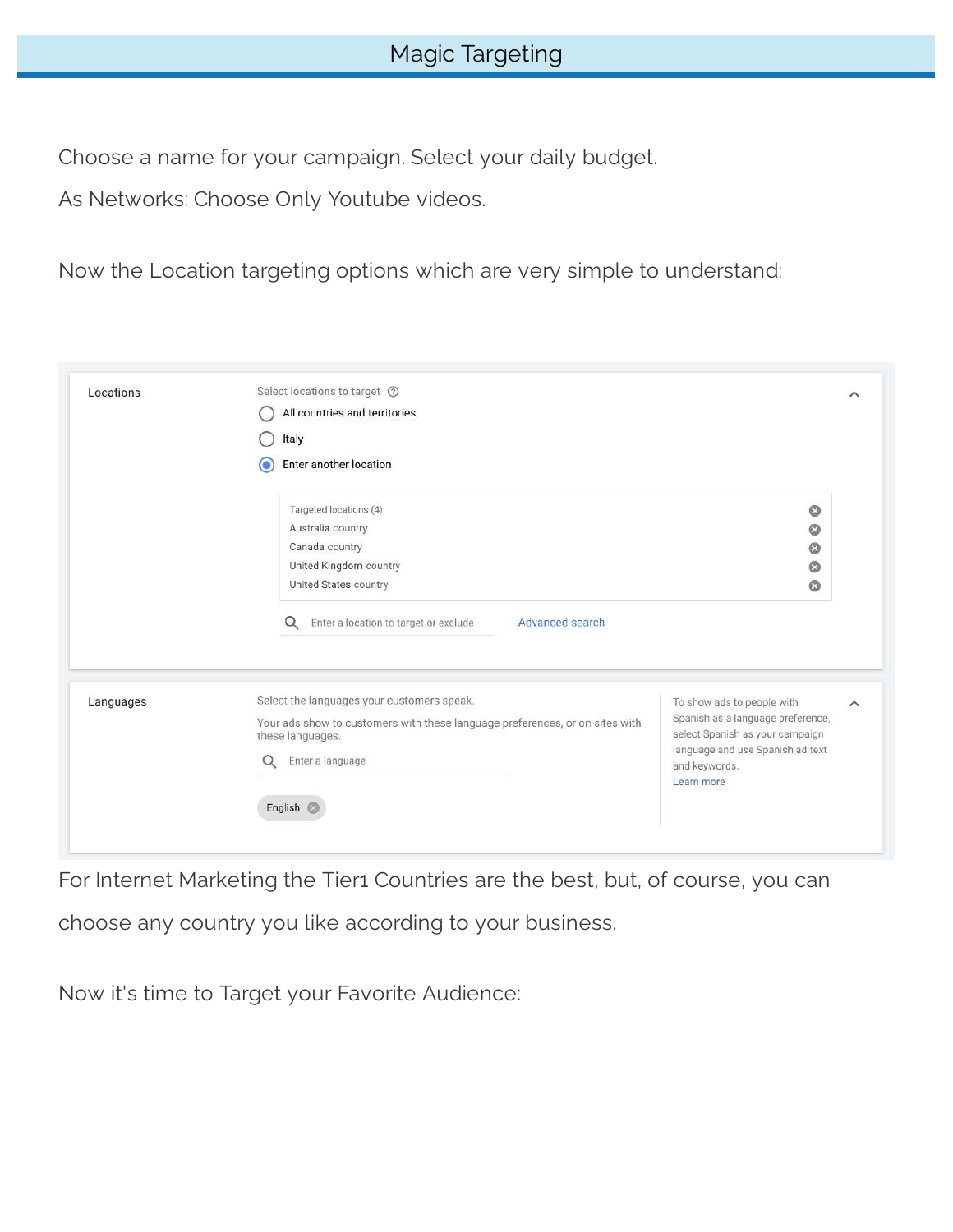# Magic Targeting

Choose a name for your campaign. Select your daily budget.

As Networks: Choose Only Youtube videos.

Now the Location targeting options which are very simple to understand:

**Locations**

Select locations to target

- All countries and territories
- Italy
- Enter another location (selected)

Targeted locations (4)
- Australia country
- Canada country
- United Kingdom country
- United States country

Enter a location to target or exclude | Advanced search

**Languages**

Select the languages your customers speak.

Your ads show to customers with these language preferences, or on sites with these languages.

Enter a language

English

To show ads to people with Spanish as a language preference, select Spanish as your campaign language and use Spanish ad text and keywords.
Learn more

For Internet Marketing the Tier1 Countries are the best, but, of course, you can choose any country you like according to your business.

Now it's time to Target your Favorite Audience: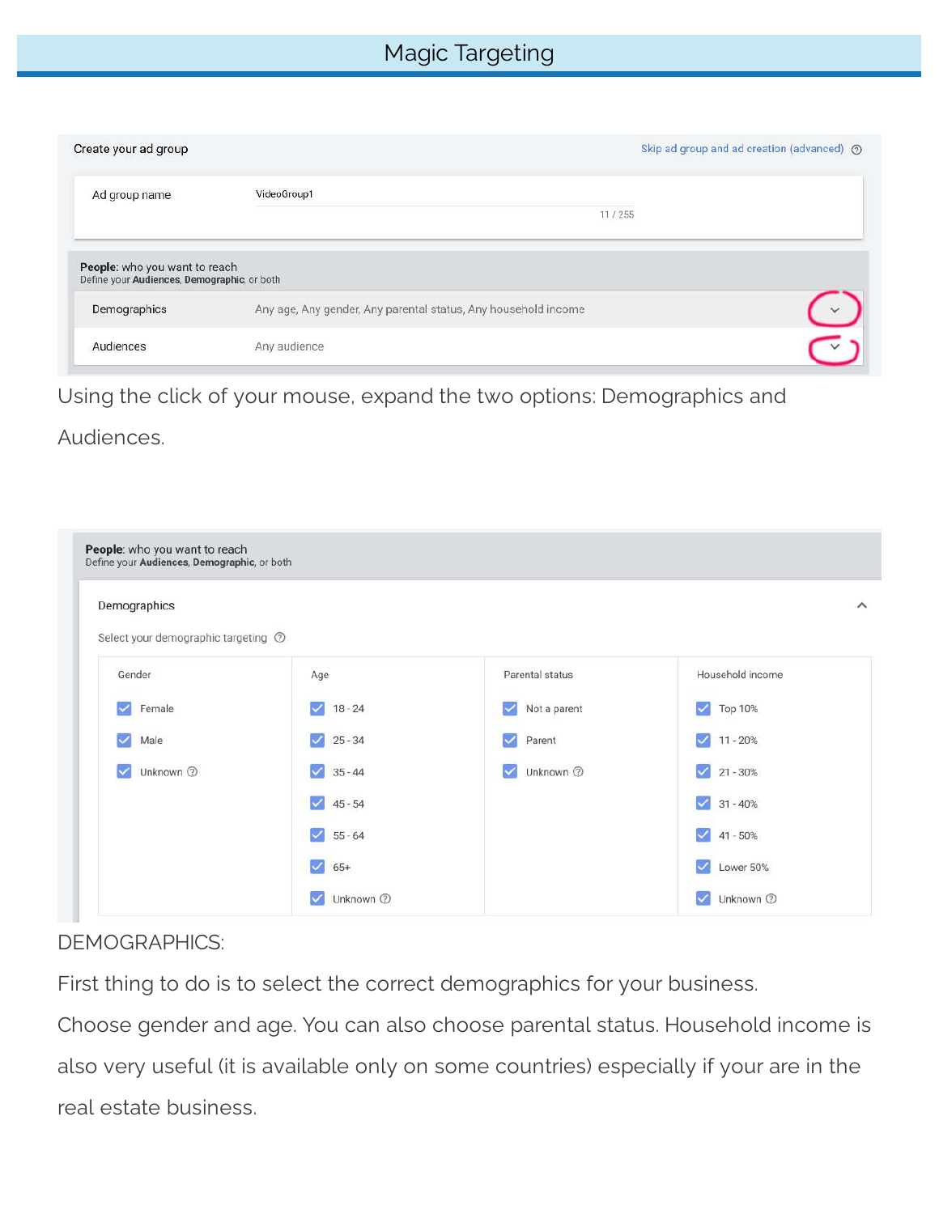# Magic Targeting

Create your ad group | Skip ad group and ad creation (advanced)

| | |
|---|---|
| Ad group name | VideoGroup1 (11 / 255) |

**People**: who you want to reach
Define your **Audiences**, **Demographic**, or both

| | |
|---|---|
| Demographics | Any age, Any gender, Any parental status, Any household income |
| Audiences | Any audience |

Using the click of your mouse, expand the two options: Demographics and Audiences.

**People**: who you want to reach
Define your **Audiences**, **Demographic**, or both

Demographics

Select your demographic targeting

| Gender | Age | Parental status | Household income |
|---|---|---|---|
| Female | 18 - 24 | Not a parent | Top 10% |
| Male | 25 - 34 | Parent | 11 - 20% |
| Unknown | 35 - 44 | Unknown | 21 - 30% |
| | 45 - 54 | | 31 - 40% |
| | 55 - 64 | | 41 - 50% |
| | 65+ | | Lower 50% |
| | Unknown | | Unknown |

DEMOGRAPHICS:

First thing to do is to select the correct demographics for your business. Choose gender and age. You can also choose parental status. Household income is also very useful (it is available only on some countries) especially if your are in the real estate business.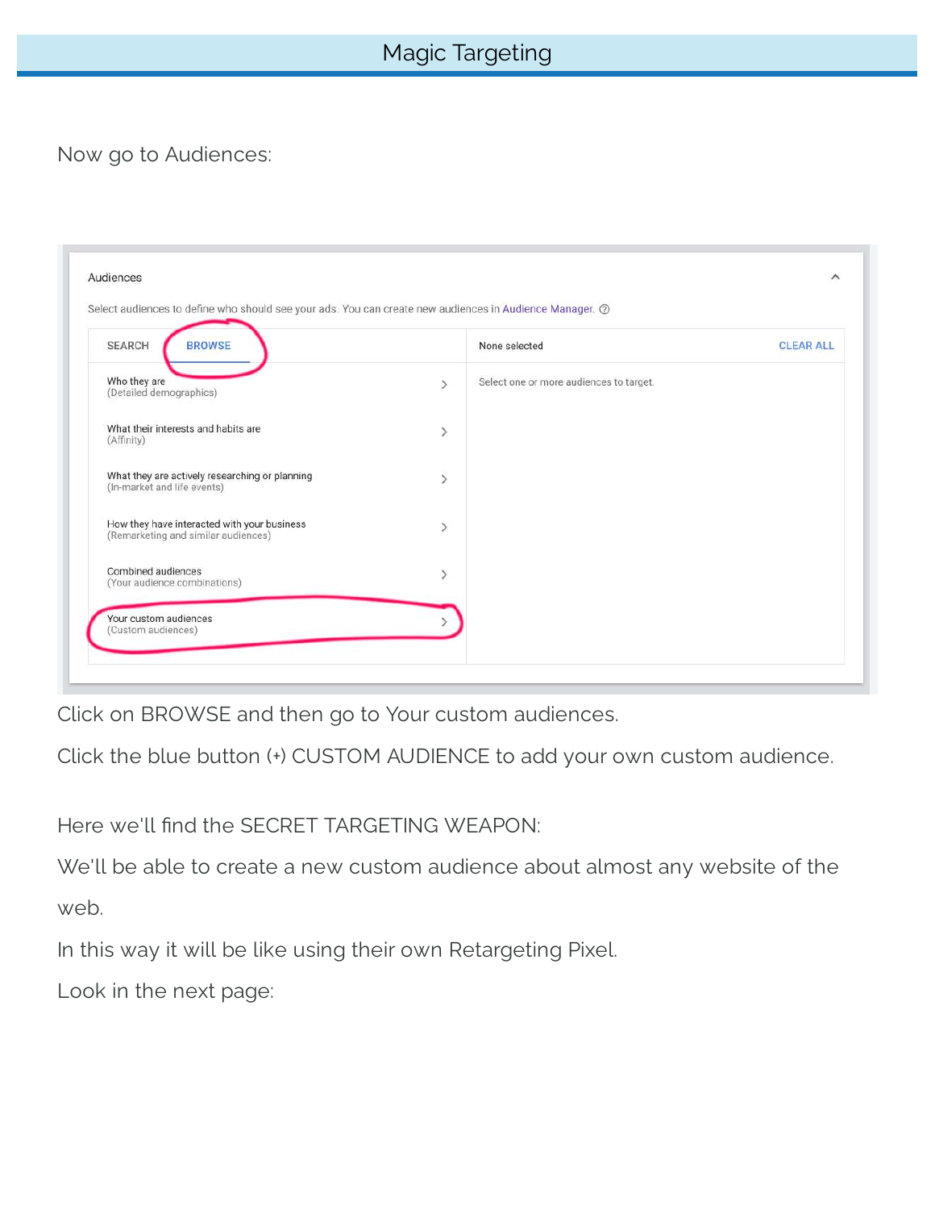Now go to Audiences:

Click on BROWSE and then go to Your custom audiences.

Click the blue button (+) CUSTOM AUDIENCE to add your own custom audience.

Here we'll find the SECRET TARGETING WEAPON:

We'll be able to create a new custom audience about almost any website of the web.

In this way it will be like using their own Retargeting Pixel.

Look in the next page: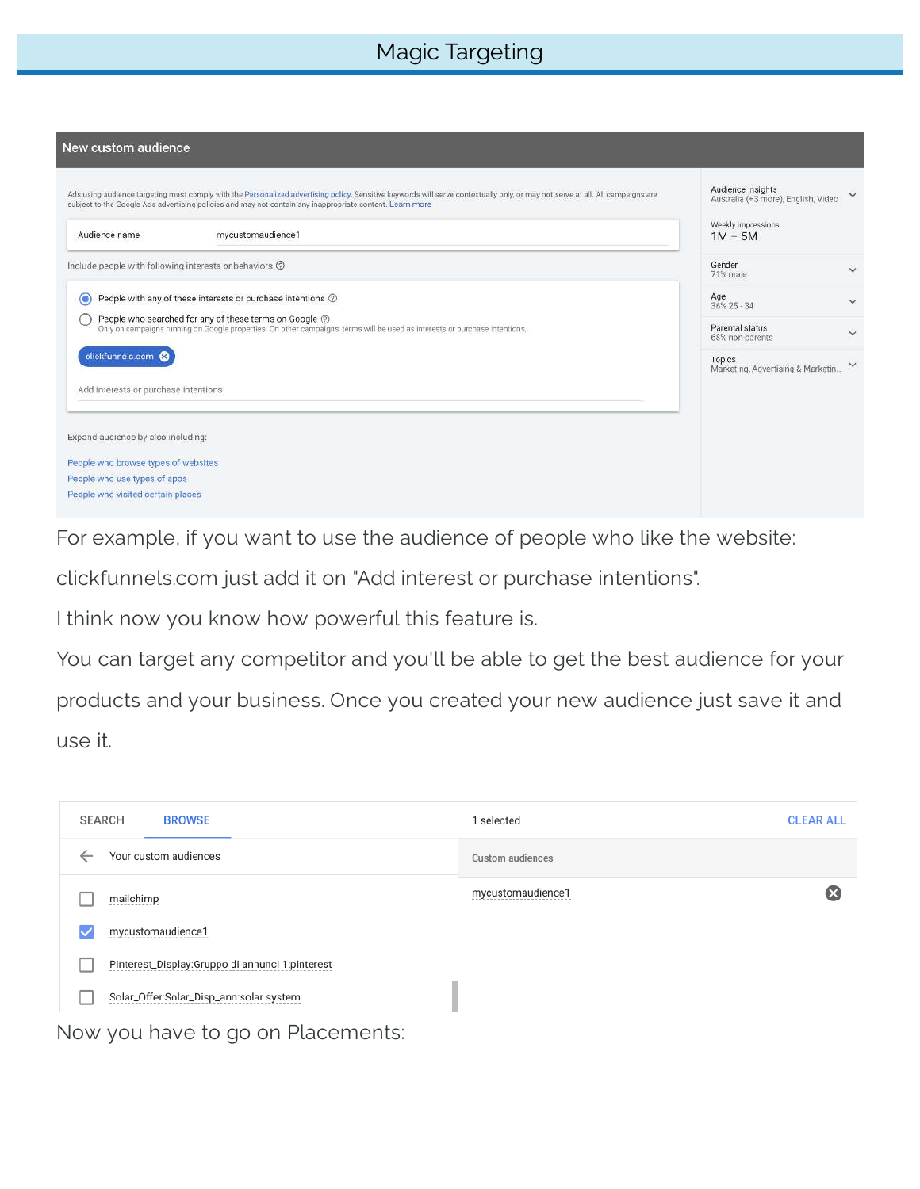# Magic Targeting

New custom audience

Ads using audience targeting must comply with the Personalized advertising policy. Sensitive keywords will serve contextually only, or may not serve at all. All campaigns are subject to the Google Ads advertising policies and may not contain any inappropriate content. Learn more

Audience name mycustomaudience1

Include people with following interests or behaviors

- People with any of these interests or purchase intentions
- People who searched for any of these terms on Google
  Only on campaigns running on Google properties. On other campaigns, terms will be used as interests or purchase intentions.

clickfunnels.com

Add interests or purchase intentions

Expand audience by also including:

People who browse types of websites
People who use types of apps
People who visited certain places

Audience insights
Australia (+3 more), English, Video

Weekly impressions
1M – 5M

Gender
71% male

Age
36% 25 - 34

Parental status
68% non-parents

Topics
Marketing, Advertising & Marketin...

For example, if you want to use the audience of people who like the website: clickfunnels.com just add it on "Add interest or purchase intentions".

I think now you know how powerful this feature is.

You can target any competitor and you'll be able to get the best audience for your products and your business. Once you created your new audience just save it and use it.

SEARCH BROWSE

Your custom audiences

- [ ] mailchimp
- [x] mycustomaudience1
- [ ] Pinterest_Display:Gruppo di annunci 1:pinterest
- [ ] Solar_Offer:Solar_Disp_ann:solar system

1 selected CLEAR ALL

Custom audiences

mycustomaudience1

Now you have to go on Placements: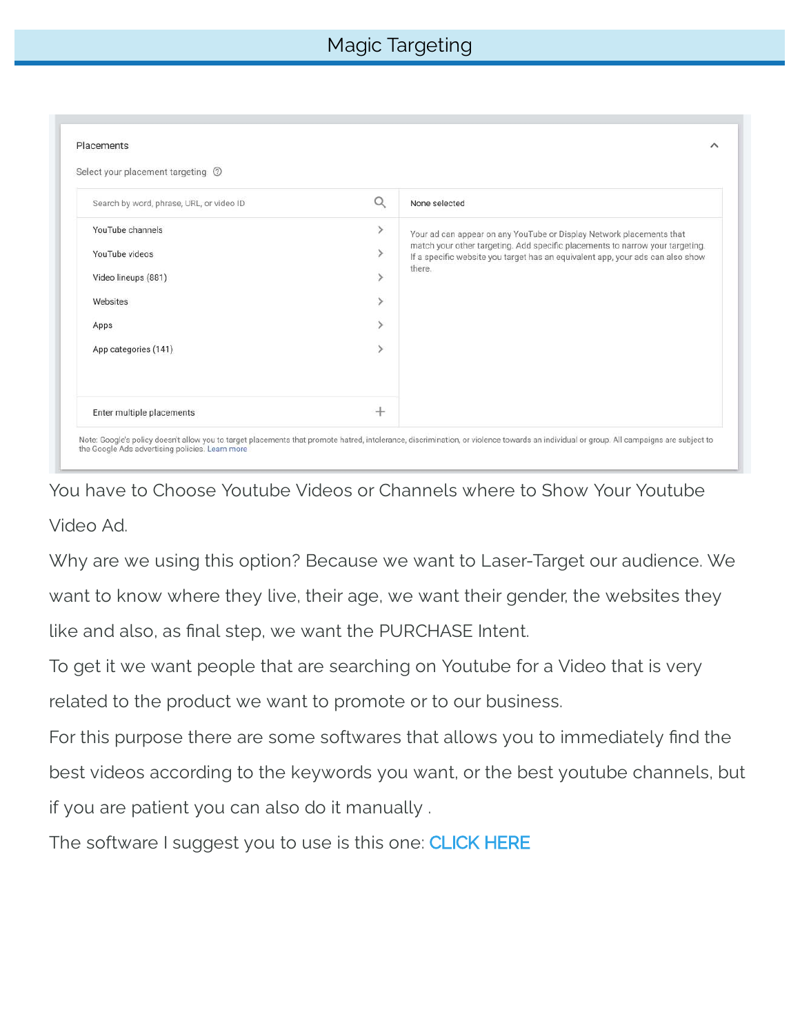# Magic Targeting

Placements

Select your placement targeting

Search by word, phrase, URL, or video ID

- YouTube channels
- YouTube videos
- Video lineups (881)
- Websites
- Apps
- App categories (141)

Enter multiple placements

None selected

Your ad can appear on any YouTube or Display Network placements that match your other targeting. Add specific placements to narrow your targeting. If a specific website you target has an equivalent app, your ads can also show there.

Note: Google's policy doesn't allow you to target placements that promote hatred, intolerance, discrimination, or violence towards an individual or group. All campaigns are subject to the Google Ads advertising policies. Learn more

You have to Choose Youtube Videos or Channels where to Show Your Youtube Video Ad.

Why are we using this option? Because we want to Laser-Target our audience. We want to know where they live, their age, we want their gender, the websites they like and also, as final step, we want the PURCHASE Intent.

To get it we want people that are searching on Youtube for a Video that is very related to the product we want to promote or to our business.

For this purpose there are some softwares that allows you to immediately find the best videos according to the keywords you want, or the best youtube channels, but if you are patient you can also do it manually .

The software I suggest you to use is this one: CLICK HERE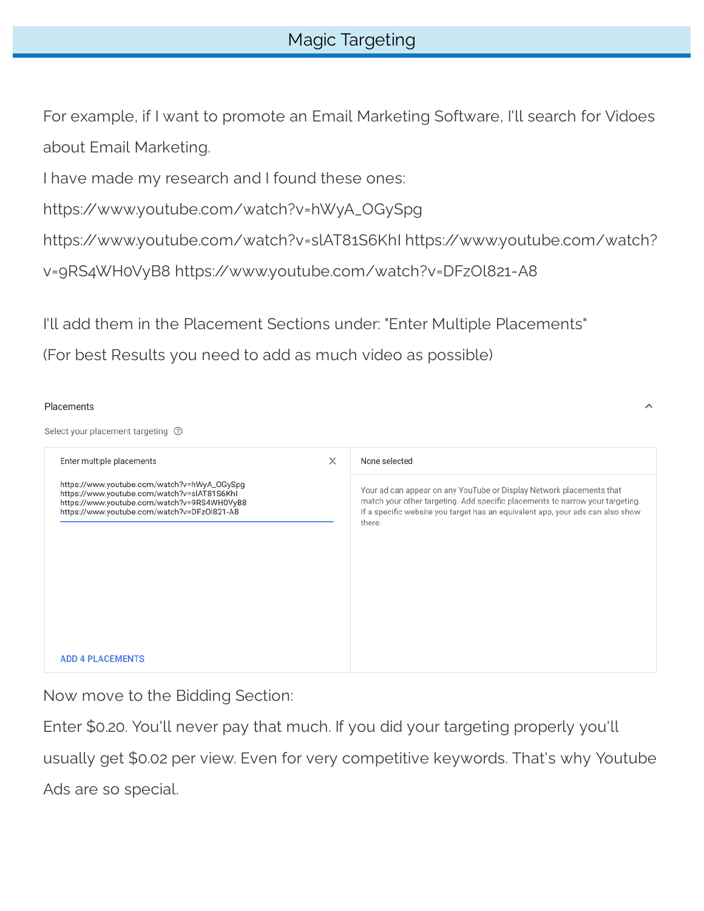# Magic Targeting

For example, if I want to promote an Email Marketing Software, I'll search for Vidoes about Email Marketing.

I have made my research and I found these ones:

https://www.youtube.com/watch?v=hWyA_OGySpg

https://www.youtube.com/watch?v=slAT81S6KhI https://www.youtube.com/watch?v=9RS4WH0VyB8 https://www.youtube.com/watch?v=DFzOl821-A8

I'll add them in the Placement Sections under: "Enter Multiple Placements"

(For best Results you need to add as much video as possible)

Placements

Select your placement targeting

Enter multiple placements

https://www.youtube.com/watch?v=hWyA_OGySpg
https://www.youtube.com/watch?v=slAT81S6KhI
https://www.youtube.com/watch?v=9RS4WH0VyB8
https://www.youtube.com/watch?v=DFzOl821-A8

ADD 4 PLACEMENTS

None selected

Your ad can appear on any YouTube or Display Network placements that match your other targeting. Add specific placements to narrow your targeting. If a specific website you target has an equivalent app, your ads can also show there.

Now move to the Bidding Section:

Enter $0.20. You'll never pay that much. If you did your targeting properly you'll usually get $0.02 per view. Even for very competitive keywords. That's why Youtube Ads are so special.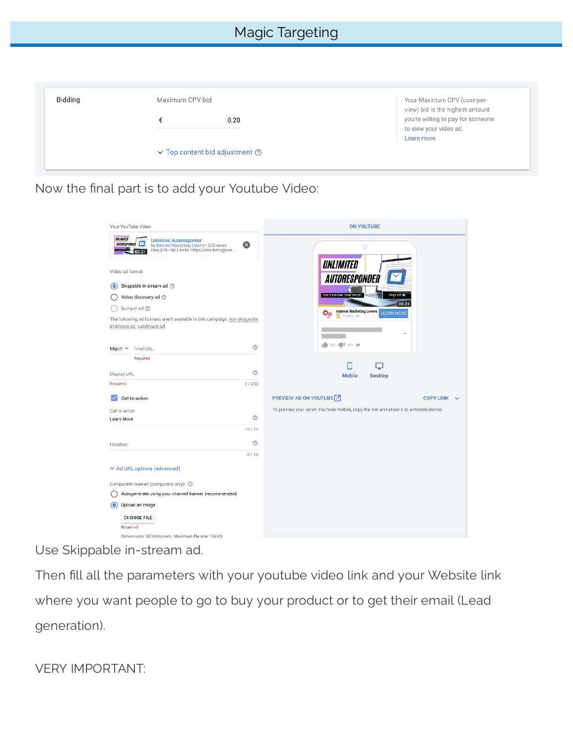# Magic Targeting

| Bidding | Maximum CPV bid | Your Maximum CPV (cost-per-view) bid is the highest amount you're willing to pay for someone to view your video ad. Learn more |
|---|---|---|
| | € 0.20 | |
| | Top content bid adjustment | |

Now the final part is to add your Youtube Video:

Your YouTube Video

Unlimited Autoresponder
by Internet Marketing Lovers • 235 views
Only $19 - No Limits. https://imarketinglove...

Video ad format

- Skippable in-stream ad
- Video discovery ad
- Bumper ad

The following ad formats aren't available in this campaign: non-skippable in-stream ad, outstream ad

http:// Final URL
Required

Display URL
Required 0 / 255

Call-to-action

Call-to-action
Learn More 10 / 10

Headline 0 / 15

Ad URL options (advanced)

Companion banner (computers only)

- Autogenerate using your channel banner (recommended)
- Upload an image

CHOOSE FILE
Required
Dimensions: 300x60 pixels. Maximum file size: 150KB

ON YOUTUBE

Mobile Desktop

PREVIEW AD ON YOUTUBE COPY LINK

To preview your ad on YouTube mobile, copy the link and share it to a mobile device.

Use Skippable in-stream ad.

Then fill all the parameters with your youtube video link and your Website link where you want people to go to buy your product or to get their email (Lead generation).

VERY IMPORTANT: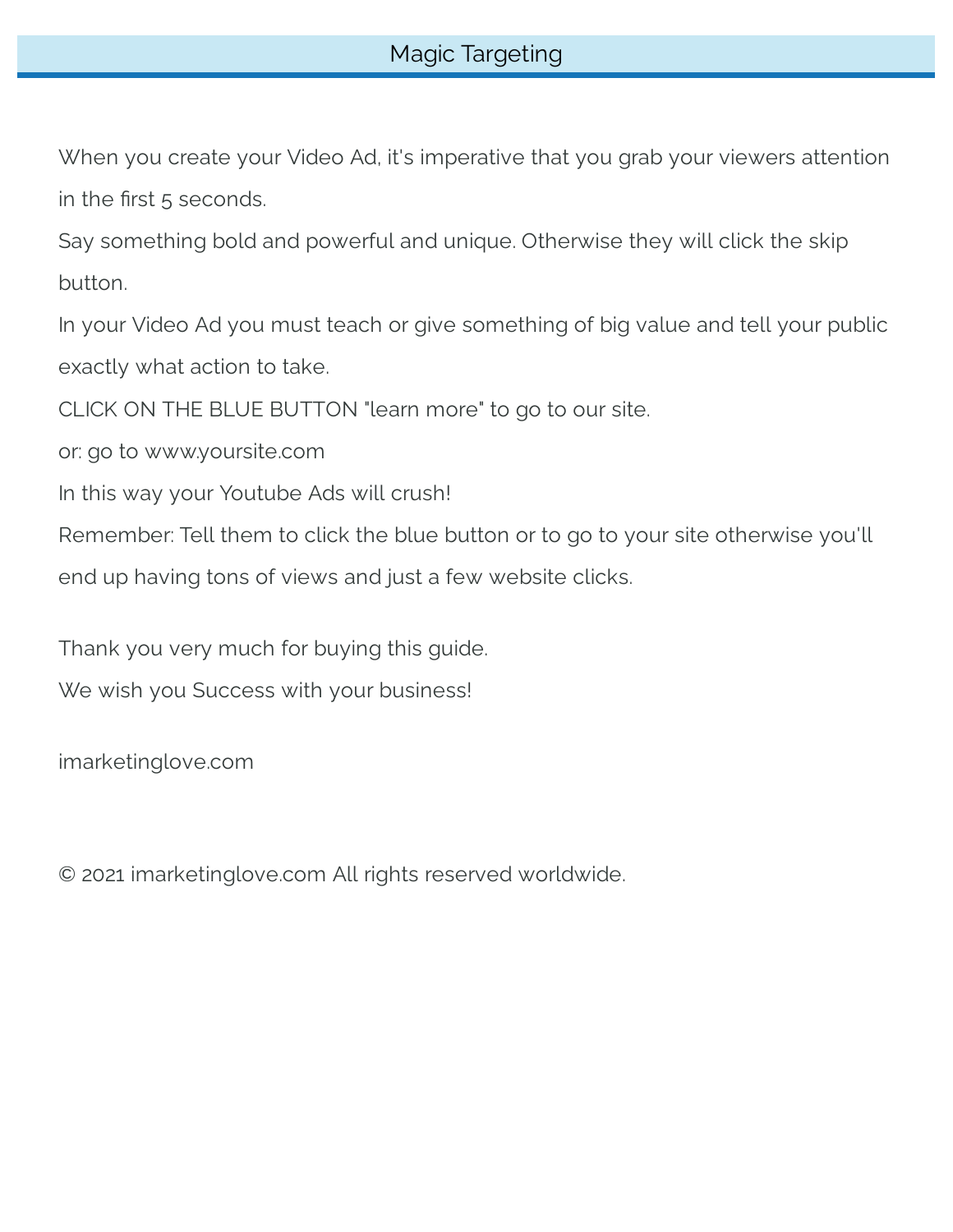## Magic Targeting

When you create your Video Ad, it's imperative that you grab your viewers attention in the first 5 seconds.

Say something bold and powerful and unique. Otherwise they will click the skip button.

In your Video Ad you must teach or give something of big value and tell your public exactly what action to take.

CLICK ON THE BLUE BUTTON "learn more" to go to our site.

or: go to www.yoursite.com

In this way your Youtube Ads will crush!

Remember: Tell them to click the blue button or to go to your site otherwise you'll end up having tons of views and just a few website clicks.

Thank you very much for buying this guide.

We wish you Success with your business!

imarketinglove.com

© 2021 imarketinglove.com All rights reserved worldwide.